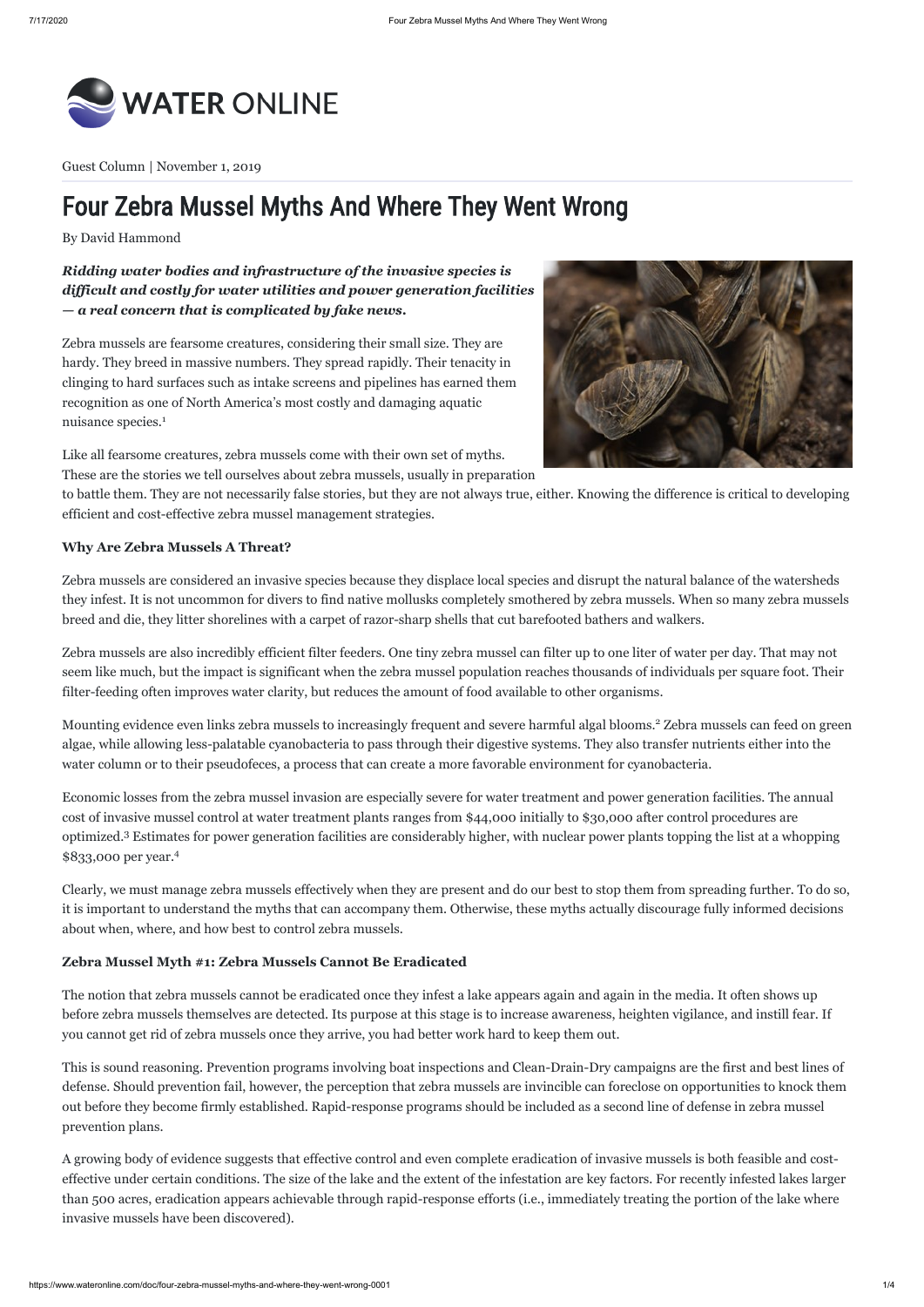Guest Column | November 1, 2019

# Four Zebra Mussel Myths And Where They Went Wrong

By David Hammond

***Ridding water bodies and infrastructure of the invasive species is difficult and costly for water utilities and power generation facilities — a real concern that is complicated by fake news.***

Zebra mussels are fearsome creatures, considering their small size. They are hardy. They breed in massive numbers. They spread rapidly. Their tenacity in clinging to hard surfaces such as intake screens and pipelines has earned them recognition as one of North America's most costly and damaging aquatic nuisance species.[1]

Like all fearsome creatures, zebra mussels come with their own set of myths. These are the stories we tell ourselves about zebra mussels, usually in preparation to battle them. They are not necessarily false stories, but they are not always true, either. Knowing the difference is critical to developing efficient and cost-effective zebra mussel management strategies.

### Why Are Zebra Mussels A Threat?

Zebra mussels are considered an invasive species because they displace local species and disrupt the natural balance of the watersheds they infest. It is not uncommon for divers to find native mollusks completely smothered by zebra mussels. When so many zebra mussels breed and die, they litter shorelines with a carpet of razor-sharp shells that cut barefooted bathers and walkers.

Zebra mussels are also incredibly efficient filter feeders. One tiny zebra mussel can filter up to one liter of water per day. That may not seem like much, but the impact is significant when the zebra mussel population reaches thousands of individuals per square foot. Their filter-feeding often improves water clarity, but reduces the amount of food available to other organisms.

Mounting evidence even links zebra mussels to increasingly frequent and severe harmful algal blooms.[2] Zebra mussels can feed on green algae, while allowing less-palatable cyanobacteria to pass through their digestive systems. They also transfer nutrients either into the water column or to their pseudofeces, a process that can create a more favorable environment for cyanobacteria.

Economic losses from the zebra mussel invasion are especially severe for water treatment and power generation facilities. The annual cost of invasive mussel control at water treatment plants ranges from $44,000 initially to $30,000 after control procedures are optimized.[3] Estimates for power generation facilities are considerably higher, with nuclear power plants topping the list at a whopping $833,000 per year.[4]

Clearly, we must manage zebra mussels effectively when they are present and do our best to stop them from spreading further. To do so, it is important to understand the myths that can accompany them. Otherwise, these myths actually discourage fully informed decisions about when, where, and how best to control zebra mussels.

### Zebra Mussel Myth #1: Zebra Mussels Cannot Be Eradicated

The notion that zebra mussels cannot be eradicated once they infest a lake appears again and again in the media. It often shows up before zebra mussels themselves are detected. Its purpose at this stage is to increase awareness, heighten vigilance, and instill fear. If you cannot get rid of zebra mussels once they arrive, you had better work hard to keep them out.

This is sound reasoning. Prevention programs involving boat inspections and Clean-Drain-Dry campaigns are the first and best lines of defense. Should prevention fail, however, the perception that zebra mussels are invincible can foreclose on opportunities to knock them out before they become firmly established. Rapid-response programs should be included as a second line of defense in zebra mussel prevention plans.

A growing body of evidence suggests that effective control and even complete eradication of invasive mussels is both feasible and cost-effective under certain conditions. The size of the lake and the extent of the infestation are key factors. For recently infested lakes larger than 500 acres, eradication appears achievable through rapid-response efforts (i.e., immediately treating the portion of the lake where invasive mussels have been discovered).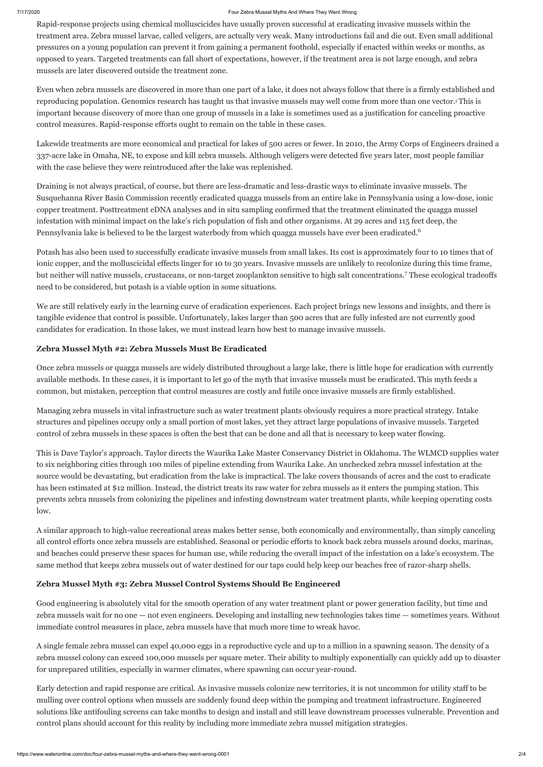Rapid-response projects using chemical molluscicides have usually proven successful at eradicating invasive mussels within the treatment area. Zebra mussel larvae, called veligers, are actually very weak. Many introductions fail and die out. Even small additional pressures on a young population can prevent it from gaining a permanent foothold, especially if enacted within weeks or months, as opposed to years. Targeted treatments can fall short of expectations, however, if the treatment area is not large enough, and zebra mussels are later discovered outside the treatment zone.

Even when zebra mussels are discovered in more than one part of a lake, it does not always follow that there is a firmly established and reproducing population. Genomics research has taught us that invasive mussels may well come from more than one vector.[5] This is important because discovery of more than one group of mussels in a lake is sometimes used as a justification for canceling proactive control measures. Rapid-response efforts ought to remain on the table in these cases.

Lakewide treatments are more economical and practical for lakes of 500 acres or fewer. In 2010, the Army Corps of Engineers drained a 337-acre lake in Omaha, NE, to expose and kill zebra mussels. Although veligers were detected five years later, most people familiar with the case believe they were reintroduced after the lake was replenished.

Draining is not always practical, of course, but there are less-dramatic and less-drastic ways to eliminate invasive mussels. The Susquehanna River Basin Commission recently eradicated quagga mussels from an entire lake in Pennsylvania using a low-dose, ionic copper treatment. Posttreatment eDNA analyses and in situ sampling confirmed that the treatment eliminated the quagga mussel infestation with minimal impact on the lake's rich population of fish and other organisms. At 29 acres and 115 feet deep, the Pennsylvania lake is believed to be the largest waterbody from which quagga mussels have ever been eradicated.[6]

Potash has also been used to successfully eradicate invasive mussels from small lakes. Its cost is approximately four to 10 times that of ionic copper, and the molluscicidal effects linger for 10 to 30 years. Invasive mussels are unlikely to recolonize during this time frame, but neither will native mussels, crustaceans, or non-target zooplankton sensitive to high salt concentrations.[7] These ecological tradeoffs need to be considered, but potash is a viable option in some situations.

We are still relatively early in the learning curve of eradication experiences. Each project brings new lessons and insights, and there is tangible evidence that control is possible. Unfortunately, lakes larger than 500 acres that are fully infested are not currently good candidates for eradication. In those lakes, we must instead learn how best to manage invasive mussels.

### Zebra Mussel Myth #2: Zebra Mussels Must Be Eradicated

Once zebra mussels or quagga mussels are widely distributed throughout a large lake, there is little hope for eradication with currently available methods. In these cases, it is important to let go of the myth that invasive mussels must be eradicated. This myth feeds a common, but mistaken, perception that control measures are costly and futile once invasive mussels are firmly established.

Managing zebra mussels in vital infrastructure such as water treatment plants obviously requires a more practical strategy. Intake structures and pipelines occupy only a small portion of most lakes, yet they attract large populations of invasive mussels. Targeted control of zebra mussels in these spaces is often the best that can be done and all that is necessary to keep water flowing.

This is Dave Taylor's approach. Taylor directs the Waurika Lake Master Conservancy District in Oklahoma. The WLMCD supplies water to six neighboring cities through 100 miles of pipeline extending from Waurika Lake. An unchecked zebra mussel infestation at the source would be devastating, but eradication from the lake is impractical. The lake covers thousands of acres and the cost to eradicate has been estimated at $12 million. Instead, the district treats its raw water for zebra mussels as it enters the pumping station. This prevents zebra mussels from colonizing the pipelines and infesting downstream water treatment plants, while keeping operating costs low.

A similar approach to high-value recreational areas makes better sense, both economically and environmentally, than simply canceling all control efforts once zebra mussels are established. Seasonal or periodic efforts to knock back zebra mussels around docks, marinas, and beaches could preserve these spaces for human use, while reducing the overall impact of the infestation on a lake's ecosystem. The same method that keeps zebra mussels out of water destined for our taps could help keep our beaches free of razor-sharp shells.

### Zebra Mussel Myth #3: Zebra Mussel Control Systems Should Be Engineered

Good engineering is absolutely vital for the smooth operation of any water treatment plant or power generation facility, but time and zebra mussels wait for no one — not even engineers. Developing and installing new technologies takes time — sometimes years. Without immediate control measures in place, zebra mussels have that much more time to wreak havoc.

A single female zebra mussel can expel 40,000 eggs in a reproductive cycle and up to a million in a spawning season. The density of a zebra mussel colony can exceed 100,000 mussels per square meter. Their ability to multiply exponentially can quickly add up to disaster for unprepared utilities, especially in warmer climates, where spawning can occur year-round.

Early detection and rapid response are critical. As invasive mussels colonize new territories, it is not uncommon for utility staff to be mulling over control options when mussels are suddenly found deep within the pumping and treatment infrastructure. Engineered solutions like antifouling screens can take months to design and install and still leave downstream processes vulnerable. Prevention and control plans should account for this reality by including more immediate zebra mussel mitigation strategies.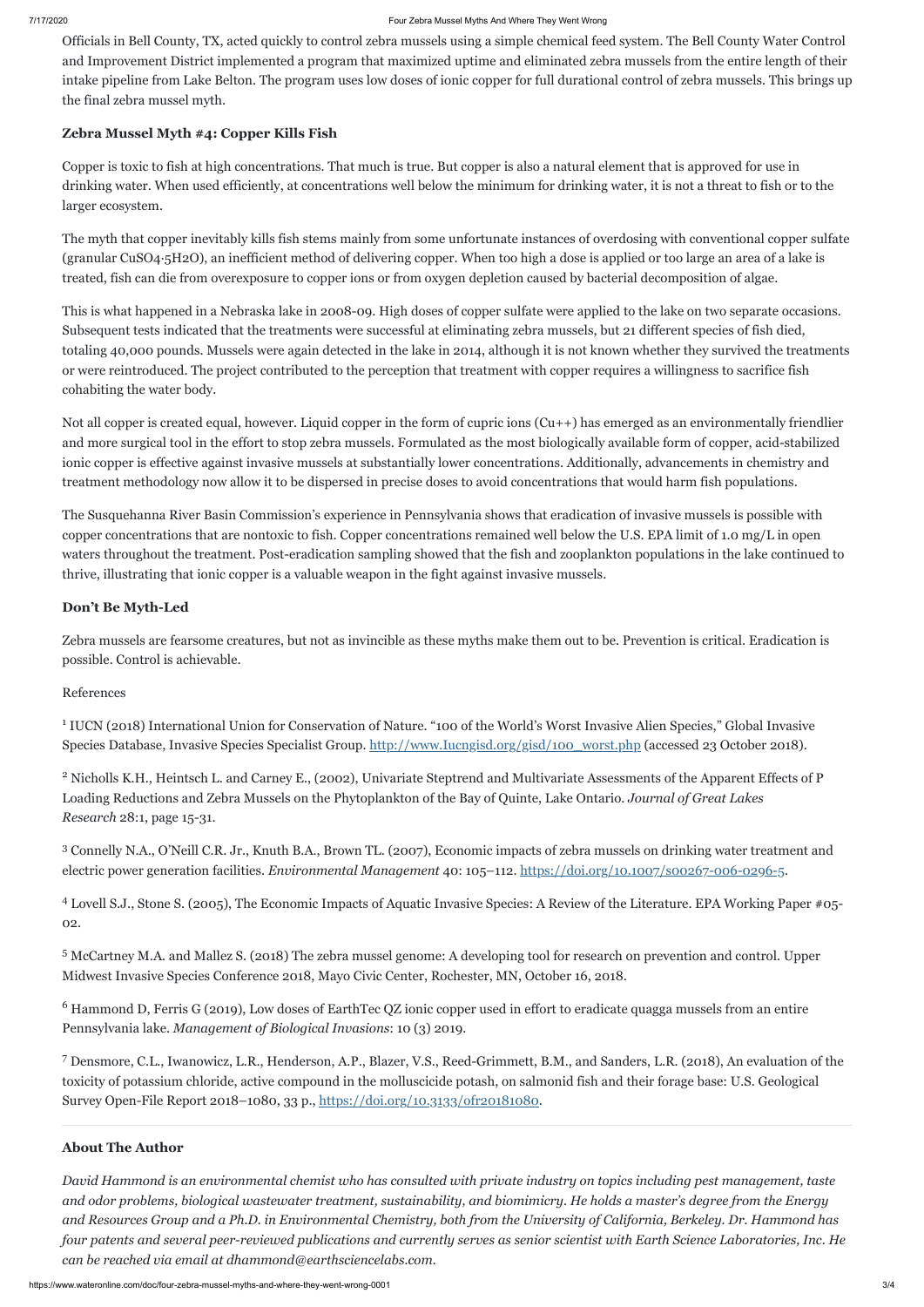Officials in Bell County, TX, acted quickly to control zebra mussels using a simple chemical feed system. The Bell County Water Control and Improvement District implemented a program that maximized uptime and eliminated zebra mussels from the entire length of their intake pipeline from Lake Belton. The program uses low doses of ionic copper for full durational control of zebra mussels. This brings up the final zebra mussel myth.

### Zebra Mussel Myth #4: Copper Kills Fish

Copper is toxic to fish at high concentrations. That much is true. But copper is also a natural element that is approved for use in drinking water. When used efficiently, at concentrations well below the minimum for drinking water, it is not a threat to fish or to the larger ecosystem.

The myth that copper inevitably kills fish stems mainly from some unfortunate instances of overdosing with conventional copper sulfate (granular $CuSO_4 \cdot 5H_2O$), an inefficient method of delivering copper. When too high a dose is applied or too large an area of a lake is treated, fish can die from overexposure to copper ions or from oxygen depletion caused by bacterial decomposition of algae.

This is what happened in a Nebraska lake in 2008-09. High doses of copper sulfate were applied to the lake on two separate occasions. Subsequent tests indicated that the treatments were successful at eliminating zebra mussels, but 21 different species of fish died, totaling 40,000 pounds. Mussels were again detected in the lake in 2014, although it is not known whether they survived the treatments or were reintroduced. The project contributed to the perception that treatment with copper requires a willingness to sacrifice fish cohabiting the water body.

Not all copper is created equal, however. Liquid copper in the form of cupric ions ($Cu^{++}$) has emerged as an environmentally friendlier and more surgical tool in the effort to stop zebra mussels. Formulated as the most biologically available form of copper, acid-stabilized ionic copper is effective against invasive mussels at substantially lower concentrations. Additionally, advancements in chemistry and treatment methodology now allow it to be dispersed in precise doses to avoid concentrations that would harm fish populations.

The Susquehanna River Basin Commission's experience in Pennsylvania shows that eradication of invasive mussels is possible with copper concentrations that are nontoxic to fish. Copper concentrations remained well below the U.S. EPA limit of 1.0 mg/L in open waters throughout the treatment. Post-eradication sampling showed that the fish and zooplankton populations in the lake continued to thrive, illustrating that ionic copper is a valuable weapon in the fight against invasive mussels.

### Don't Be Myth-Led

Zebra mussels are fearsome creatures, but not as invincible as these myths make them out to be. Prevention is critical. Eradication is possible. Control is achievable.

References

[1] IUCN (2018) International Union for Conservation of Nature. "100 of the World's Worst Invasive Alien Species," Global Invasive Species Database, Invasive Species Specialist Group. [http://www.Iucngisd.org/gisd/100_worst.php](http://www.Iucngisd.org/gisd/100_worst.php) (accessed 23 October 2018).

[2] Nicholls K.H., Heintsch L. and Carney E., (2002), Univariate Steptrend and Multivariate Assessments of the Apparent Effects of P Loading Reductions and Zebra Mussels on the Phytoplankton of the Bay of Quinte, Lake Ontario. *Journal of Great Lakes Research* 28:1, page 15-31.

[3] Connelly N.A., O'Neill C.R. Jr., Knuth B.A., Brown TL. (2007), Economic impacts of zebra mussels on drinking water treatment and electric power generation facilities. *Environmental Management* 40: 105–112. [https://doi.org/10.1007/s00267-006-0296-5](https://doi.org/10.1007/s00267-006-0296-5).

[4] Lovell S.J., Stone S. (2005), The Economic Impacts of Aquatic Invasive Species: A Review of the Literature. EPA Working Paper #05-02.

[5] McCartney M.A. and Mallez S. (2018) The zebra mussel genome: A developing tool for research on prevention and control. Upper Midwest Invasive Species Conference 2018, Mayo Civic Center, Rochester, MN, October 16, 2018.

[6] Hammond D, Ferris G (2019), Low doses of EarthTec QZ ionic copper used in effort to eradicate quagga mussels from an entire Pennsylvania lake. *Management of Biological Invasions*: 10 (3) 2019.

[7] Densmore, C.L., Iwanowicz, L.R., Henderson, A.P., Blazer, V.S., Reed-Grimmett, B.M., and Sanders, L.R. (2018), An evaluation of the toxicity of potassium chloride, active compound in the molluscicide potash, on salmonid fish and their forage base: U.S. Geological Survey Open-File Report 2018–1080, 33 p., [https://doi.org/10.3133/ofr20181080](https://doi.org/10.3133/ofr20181080).

### About The Author

*David Hammond is an environmental chemist who has consulted with private industry on topics including pest management, taste and odor problems, biological wastewater treatment, sustainability, and biomimicry. He holds a master's degree from the Energy and Resources Group and a Ph.D. in Environmental Chemistry, both from the University of California, Berkeley. Dr. Hammond has four patents and several peer-reviewed publications and currently serves as senior scientist with Earth Science Laboratories, Inc. He can be reached via email at dhammond@earthsciencelabs.com.*